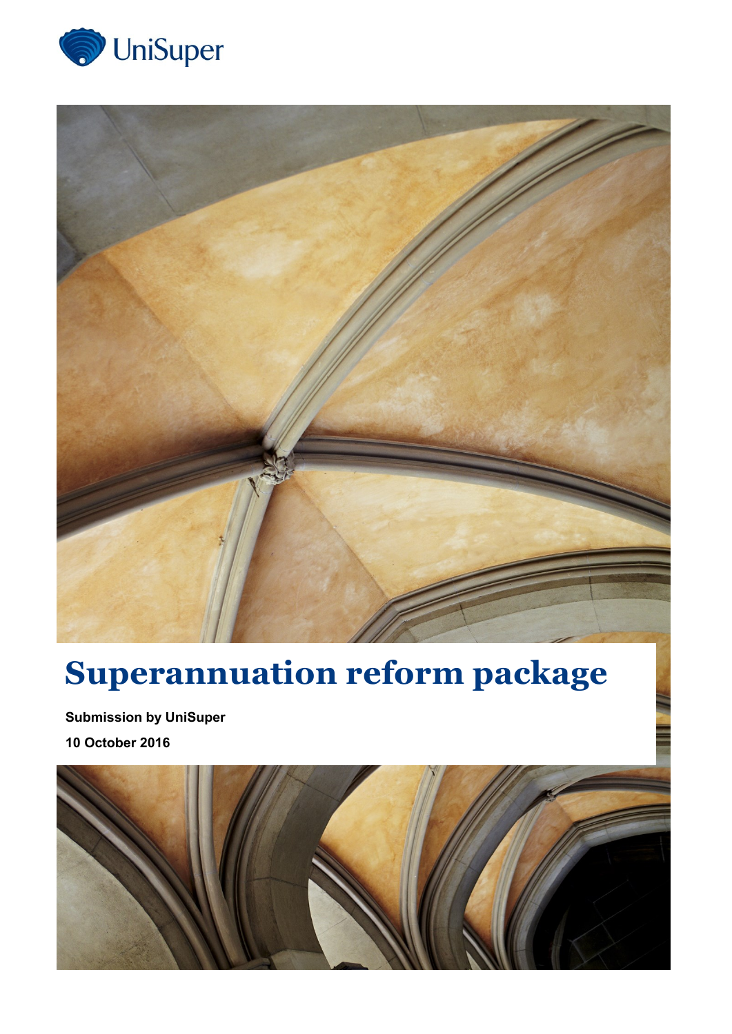UniSuper

# Superannuation reform package

**Submission by UniSuper**

**10 October 2016**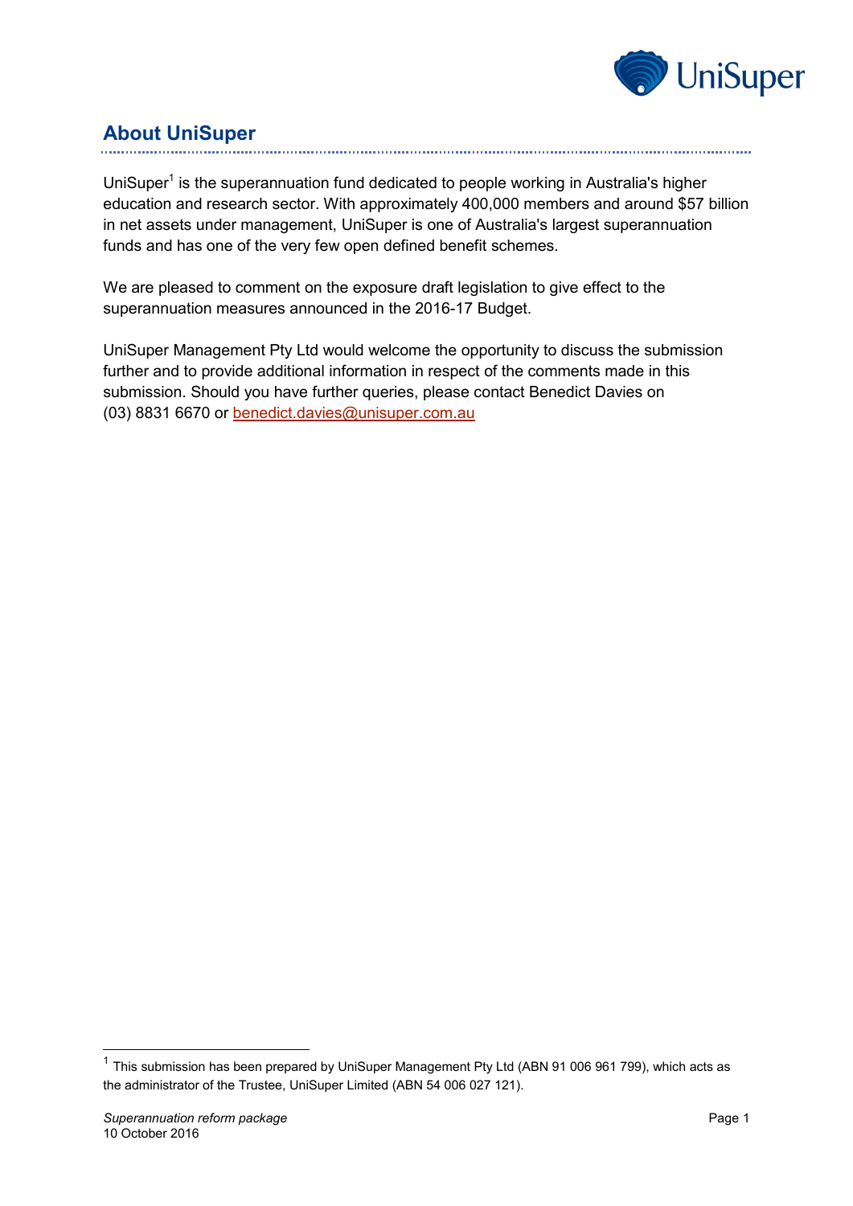## About UniSuper

UniSuper[1] is the superannuation fund dedicated to people working in Australia's higher education and research sector. With approximately 400,000 members and around $57 billion in net assets under management, UniSuper is one of Australia's largest superannuation funds and has one of the very few open defined benefit schemes.

We are pleased to comment on the exposure draft legislation to give effect to the superannuation measures announced in the 2016-17 Budget.

UniSuper Management Pty Ltd would welcome the opportunity to discuss the submission further and to provide additional information in respect of the comments made in this submission. Should you have further queries, please contact Benedict Davies on (03) 8831 6670 or benedict.davies@unisuper.com.au

[1] This submission has been prepared by UniSuper Management Pty Ltd (ABN 91 006 961 799), which acts as the administrator of the Trustee, UniSuper Limited (ABN 54 006 027 121).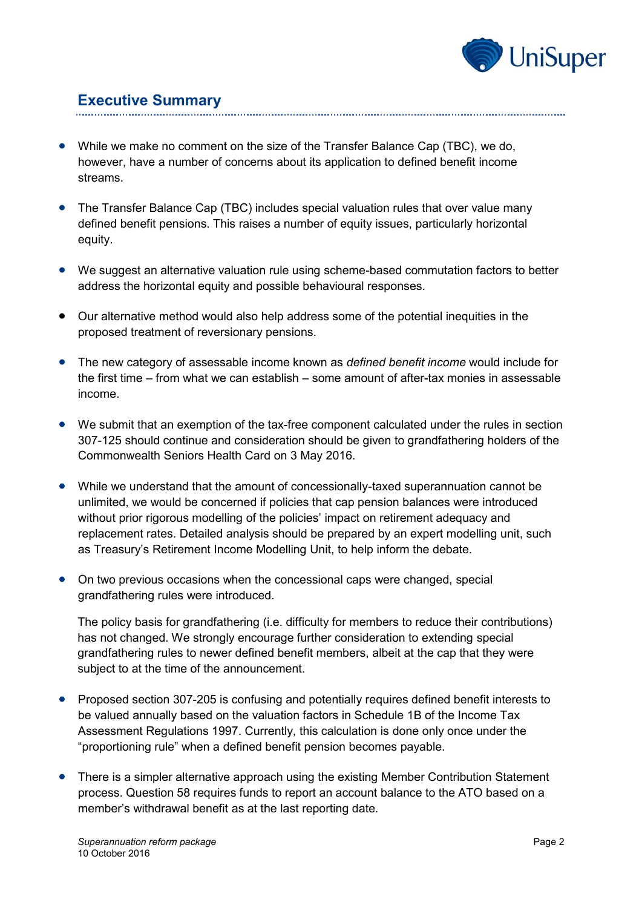## Executive Summary

- While we make no comment on the size of the Transfer Balance Cap (TBC), we do, however, have a number of concerns about its application to defined benefit income streams.

- The Transfer Balance Cap (TBC) includes special valuation rules that over value many defined benefit pensions. This raises a number of equity issues, particularly horizontal equity.

- We suggest an alternative valuation rule using scheme-based commutation factors to better address the horizontal equity and possible behavioural responses.

- Our alternative method would also help address some of the potential inequities in the proposed treatment of reversionary pensions.

- The new category of assessable income known as *defined benefit income* would include for the first time – from what we can establish – some amount of after-tax monies in assessable income.

- We submit that an exemption of the tax-free component calculated under the rules in section 307-125 should continue and consideration should be given to grandfathering holders of the Commonwealth Seniors Health Card on 3 May 2016.

- While we understand that the amount of concessionally-taxed superannuation cannot be unlimited, we would be concerned if policies that cap pension balances were introduced without prior rigorous modelling of the policies' impact on retirement adequacy and replacement rates. Detailed analysis should be prepared by an expert modelling unit, such as Treasury's Retirement Income Modelling Unit, to help inform the debate.

- On two previous occasions when the concessional caps were changed, special grandfathering rules were introduced.

  The policy basis for grandfathering (i.e. difficulty for members to reduce their contributions) has not changed. We strongly encourage further consideration to extending special grandfathering rules to newer defined benefit members, albeit at the cap that they were subject to at the time of the announcement.

- Proposed section 307-205 is confusing and potentially requires defined benefit interests to be valued annually based on the valuation factors in Schedule 1B of the Income Tax Assessment Regulations 1997. Currently, this calculation is done only once under the "proportioning rule" when a defined benefit pension becomes payable.

- There is a simpler alternative approach using the existing Member Contribution Statement process. Question 58 requires funds to report an account balance to the ATO based on a member's withdrawal benefit as at the last reporting date.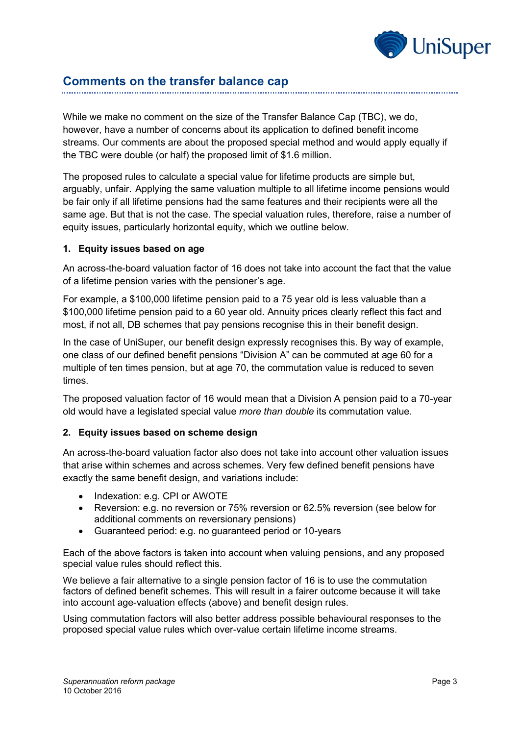## Comments on the transfer balance cap

While we make no comment on the size of the Transfer Balance Cap (TBC), we do, however, have a number of concerns about its application to defined benefit income streams. Our comments are about the proposed special method and would apply equally if the TBC were double (or half) the proposed limit of $1.6 million.

The proposed rules to calculate a special value for lifetime products are simple but, arguably, unfair. Applying the same valuation multiple to all lifetime income pensions would be fair only if all lifetime pensions had the same features and their recipients were all the same age. But that is not the case. The special valuation rules, therefore, raise a number of equity issues, particularly horizontal equity, which we outline below.

### 1. Equity issues based on age

An across-the-board valuation factor of 16 does not take into account the fact that the value of a lifetime pension varies with the pensioner's age.

For example, a $100,000 lifetime pension paid to a 75 year old is less valuable than a $100,000 lifetime pension paid to a 60 year old. Annuity prices clearly reflect this fact and most, if not all, DB schemes that pay pensions recognise this in their benefit design.

In the case of UniSuper, our benefit design expressly recognises this. By way of example, one class of our defined benefit pensions "Division A" can be commuted at age 60 for a multiple of ten times pension, but at age 70, the commutation value is reduced to seven times.

The proposed valuation factor of 16 would mean that a Division A pension paid to a 70-year old would have a legislated special value *more than double* its commutation value.

### 2. Equity issues based on scheme design

An across-the-board valuation factor also does not take into account other valuation issues that arise within schemes and across schemes. Very few defined benefit pensions have exactly the same benefit design, and variations include:

- Indexation: e.g. CPI or AWOTE
- Reversion: e.g. no reversion or 75% reversion or 62.5% reversion (see below for additional comments on reversionary pensions)
- Guaranteed period: e.g. no guaranteed period or 10-years

Each of the above factors is taken into account when valuing pensions, and any proposed special value rules should reflect this.

We believe a fair alternative to a single pension factor of 16 is to use the commutation factors of defined benefit schemes. This will result in a fairer outcome because it will take into account age-valuation effects (above) and benefit design rules.

Using commutation factors will also better address possible behavioural responses to the proposed special value rules which over-value certain lifetime income streams.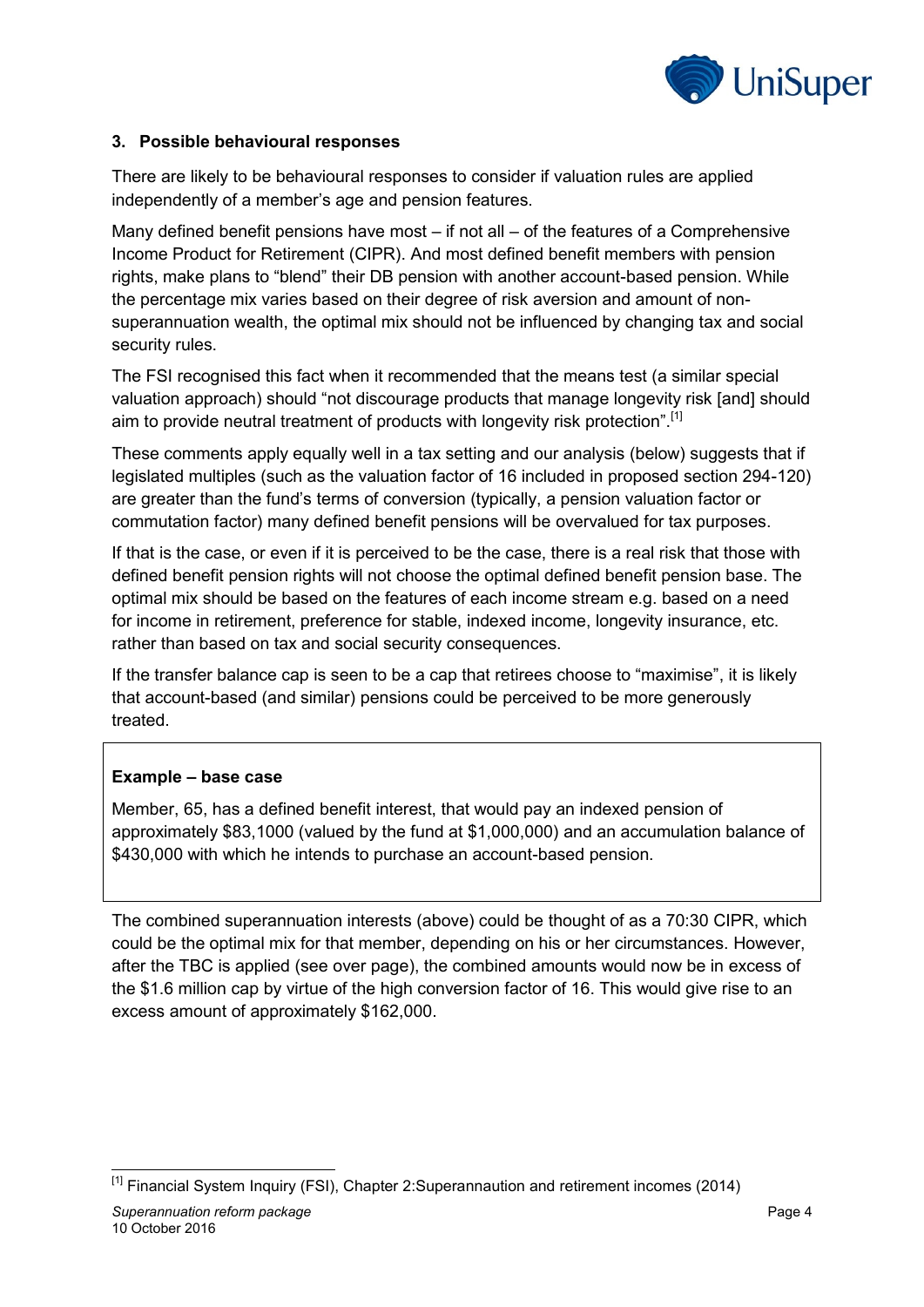### 3. Possible behavioural responses

There are likely to be behavioural responses to consider if valuation rules are applied independently of a member's age and pension features.

Many defined benefit pensions have most – if not all – of the features of a Comprehensive Income Product for Retirement (CIPR). And most defined benefit members with pension rights, make plans to "blend" their DB pension with another account-based pension. While the percentage mix varies based on their degree of risk aversion and amount of non-superannuation wealth, the optimal mix should not be influenced by changing tax and social security rules.

The FSI recognised this fact when it recommended that the means test (a similar special valuation approach) should "not discourage products that manage longevity risk [and] should aim to provide neutral treatment of products with longevity risk protection".[1]

These comments apply equally well in a tax setting and our analysis (below) suggests that if legislated multiples (such as the valuation factor of 16 included in proposed section 294-120) are greater than the fund's terms of conversion (typically, a pension valuation factor or commutation factor) many defined benefit pensions will be overvalued for tax purposes.

If that is the case, or even if it is perceived to be the case, there is a real risk that those with defined benefit pension rights will not choose the optimal defined benefit pension base. The optimal mix should be based on the features of each income stream e.g. based on a need for income in retirement, preference for stable, indexed income, longevity insurance, etc. rather than based on tax and social security consequences.

If the transfer balance cap is seen to be a cap that retirees choose to "maximise", it is likely that account-based (and similar) pensions could be perceived to be more generously treated.

> **Example – base case**
>
> Member, 65, has a defined benefit interest, that would pay an indexed pension of approximately $83,1000 (valued by the fund at $1,000,000) and an accumulation balance of $430,000 with which he intends to purchase an account-based pension.

The combined superannuation interests (above) could be thought of as a 70:30 CIPR, which could be the optimal mix for that member, depending on his or her circumstances. However, after the TBC is applied (see over page), the combined amounts would now be in excess of the $1.6 million cap by virtue of the high conversion factor of 16. This would give rise to an excess amount of approximately $162,000.

---

[1] Financial System Inquiry (FSI), Chapter 2:Superannaution and retirement incomes (2014)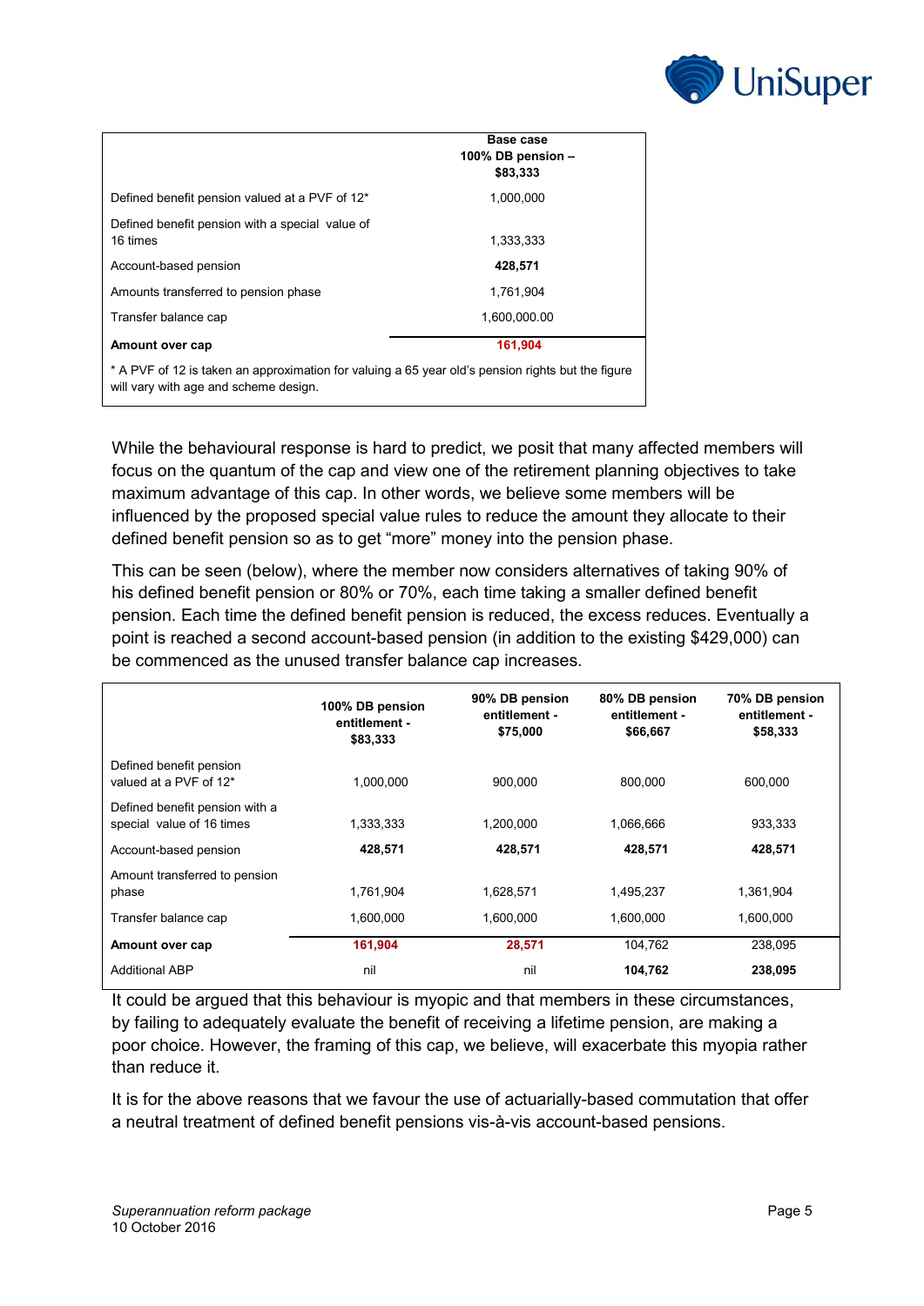| | Base case 100% DB pension – $83,333 |
|---|---|
| Defined benefit pension valued at a PVF of 12* | 1,000,000 |
| Defined benefit pension with a special value of 16 times | 1,333,333 |
| Account-based pension | **428,571** |
| Amounts transferred to pension phase | 1,761,904 |
| Transfer balance cap | 1,600,000.00 |
| **Amount over cap** | **161,904** |

* A PVF of 12 is taken an approximation for valuing a 65 year old's pension rights but the figure will vary with age and scheme design.

While the behavioural response is hard to predict, we posit that many affected members will focus on the quantum of the cap and view one of the retirement planning objectives to take maximum advantage of this cap. In other words, we believe some members will be influenced by the proposed special value rules to reduce the amount they allocate to their defined benefit pension so as to get "more" money into the pension phase.

This can be seen (below), where the member now considers alternatives of taking 90% of his defined benefit pension or 80% or 70%, each time taking a smaller defined benefit pension. Each time the defined benefit pension is reduced, the excess reduces. Eventually a point is reached a second account-based pension (in addition to the existing $429,000) can be commenced as the unused transfer balance cap increases.

| | 100% DB pension entitlement - $83,333 | 90% DB pension entitlement - $75,000 | 80% DB pension entitlement - $66,667 | 70% DB pension entitlement - $58,333 |
|---|---|---|---|---|
| Defined benefit pension valued at a PVF of 12* | 1,000,000 | 900,000 | 800,000 | 600,000 |
| Defined benefit pension with a special value of 16 times | 1,333,333 | 1,200,000 | 1,066,666 | 933,333 |
| Account-based pension | **428,571** | **428,571** | **428,571** | **428,571** |
| Amount transferred to pension phase | 1,761,904 | 1,628,571 | 1,495,237 | 1,361,904 |
| Transfer balance cap | 1,600,000 | 1,600,000 | 1,600,000 | 1,600,000 |
| **Amount over cap** | **161,904** | **28,571** | 104,762 | 238,095 |
| Additional ABP | nil | nil | **104,762** | **238,095** |

It could be argued that this behaviour is myopic and that members in these circumstances, by failing to adequately evaluate the benefit of receiving a lifetime pension, are making a poor choice. However, the framing of this cap, we believe, will exacerbate this myopia rather than reduce it.

It is for the above reasons that we favour the use of actuarially-based commutation that offer a neutral treatment of defined benefit pensions vis-à-vis account-based pensions.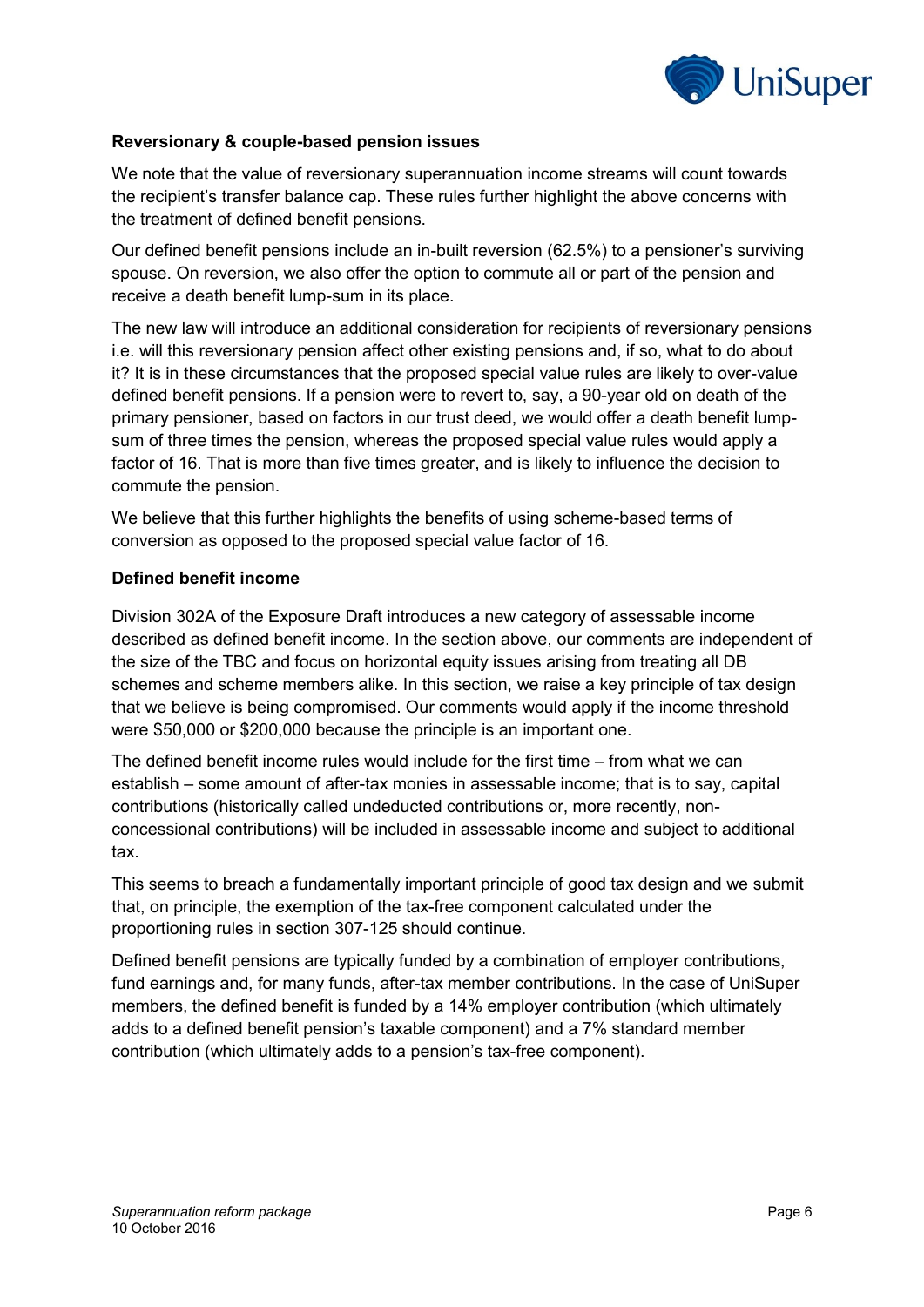**Reversionary & couple-based pension issues**

We note that the value of reversionary superannuation income streams will count towards the recipient's transfer balance cap. These rules further highlight the above concerns with the treatment of defined benefit pensions.

Our defined benefit pensions include an in-built reversion (62.5%) to a pensioner's surviving spouse. On reversion, we also offer the option to commute all or part of the pension and receive a death benefit lump-sum in its place.

The new law will introduce an additional consideration for recipients of reversionary pensions i.e. will this reversionary pension affect other existing pensions and, if so, what to do about it? It is in these circumstances that the proposed special value rules are likely to over-value defined benefit pensions. If a pension were to revert to, say, a 90-year old on death of the primary pensioner, based on factors in our trust deed, we would offer a death benefit lump-sum of three times the pension, whereas the proposed special value rules would apply a factor of 16. That is more than five times greater, and is likely to influence the decision to commute the pension.

We believe that this further highlights the benefits of using scheme-based terms of conversion as opposed to the proposed special value factor of 16.

**Defined benefit income**

Division 302A of the Exposure Draft introduces a new category of assessable income described as defined benefit income. In the section above, our comments are independent of the size of the TBC and focus on horizontal equity issues arising from treating all DB schemes and scheme members alike. In this section, we raise a key principle of tax design that we believe is being compromised. Our comments would apply if the income threshold were $50,000 or $200,000 because the principle is an important one.

The defined benefit income rules would include for the first time – from what we can establish – some amount of after-tax monies in assessable income; that is to say, capital contributions (historically called undeducted contributions or, more recently, non-concessional contributions) will be included in assessable income and subject to additional tax.

This seems to breach a fundamentally important principle of good tax design and we submit that, on principle, the exemption of the tax-free component calculated under the proportioning rules in section 307-125 should continue.

Defined benefit pensions are typically funded by a combination of employer contributions, fund earnings and, for many funds, after-tax member contributions. In the case of UniSuper members, the defined benefit is funded by a 14% employer contribution (which ultimately adds to a defined benefit pension's taxable component) and a 7% standard member contribution (which ultimately adds to a pension's tax-free component).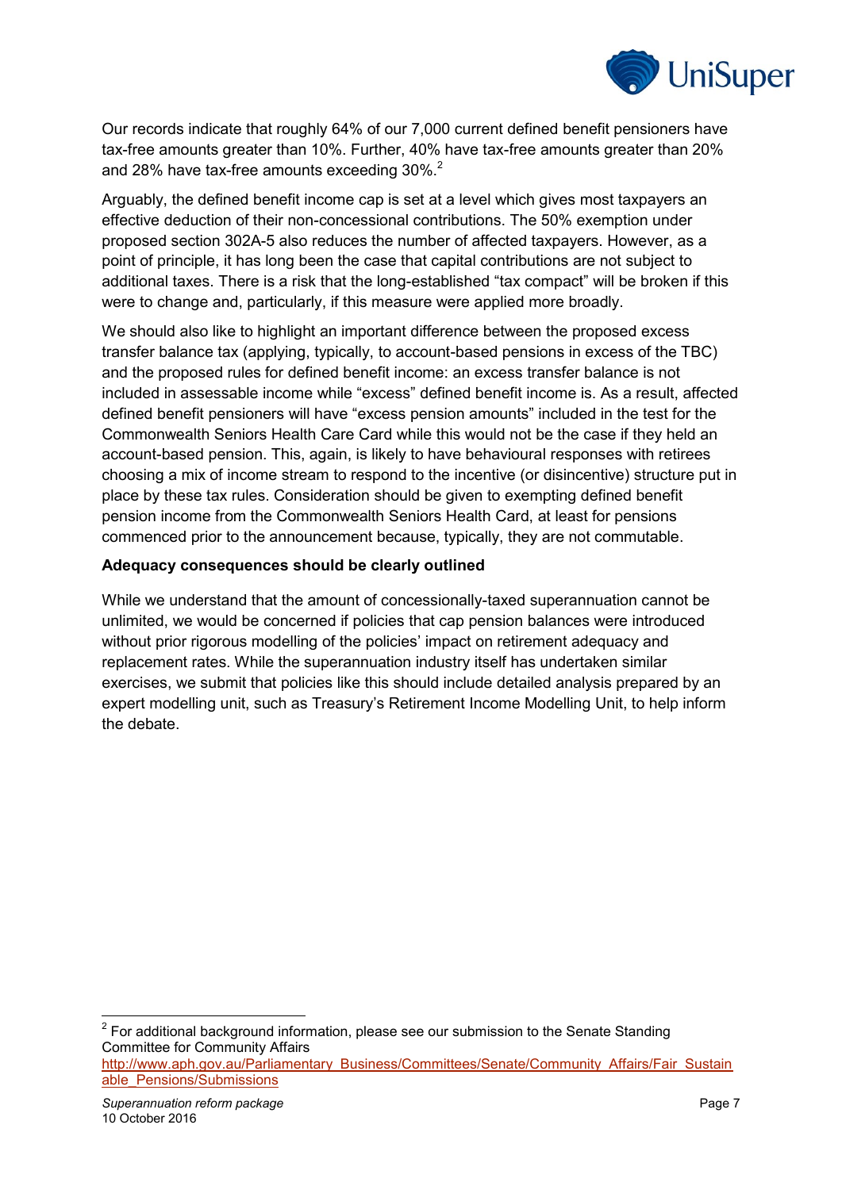Our records indicate that roughly 64% of our 7,000 current defined benefit pensioners have tax-free amounts greater than 10%. Further, 40% have tax-free amounts greater than 20% and 28% have tax-free amounts exceeding 30%.[2]

Arguably, the defined benefit income cap is set at a level which gives most taxpayers an effective deduction of their non-concessional contributions. The 50% exemption under proposed section 302A-5 also reduces the number of affected taxpayers. However, as a point of principle, it has long been the case that capital contributions are not subject to additional taxes. There is a risk that the long-established "tax compact" will be broken if this were to change and, particularly, if this measure were applied more broadly.

We should also like to highlight an important difference between the proposed excess transfer balance tax (applying, typically, to account-based pensions in excess of the TBC) and the proposed rules for defined benefit income: an excess transfer balance is not included in assessable income while "excess" defined benefit income is. As a result, affected defined benefit pensioners will have "excess pension amounts" included in the test for the Commonwealth Seniors Health Care Card while this would not be the case if they held an account-based pension. This, again, is likely to have behavioural responses with retirees choosing a mix of income stream to respond to the incentive (or disincentive) structure put in place by these tax rules. Consideration should be given to exempting defined benefit pension income from the Commonwealth Seniors Health Card, at least for pensions commenced prior to the announcement because, typically, they are not commutable.

**Adequacy consequences should be clearly outlined**

While we understand that the amount of concessionally-taxed superannuation cannot be unlimited, we would be concerned if policies that cap pension balances were introduced without prior rigorous modelling of the policies' impact on retirement adequacy and replacement rates. While the superannuation industry itself has undertaken similar exercises, we submit that policies like this should include detailed analysis prepared by an expert modelling unit, such as Treasury's Retirement Income Modelling Unit, to help inform the debate.

[2] For additional background information, please see our submission to the Senate Standing Committee for Community Affairs http://www.aph.gov.au/Parliamentary_Business/Committees/Senate/Community_Affairs/Fair_Sustainable_Pensions/Submissions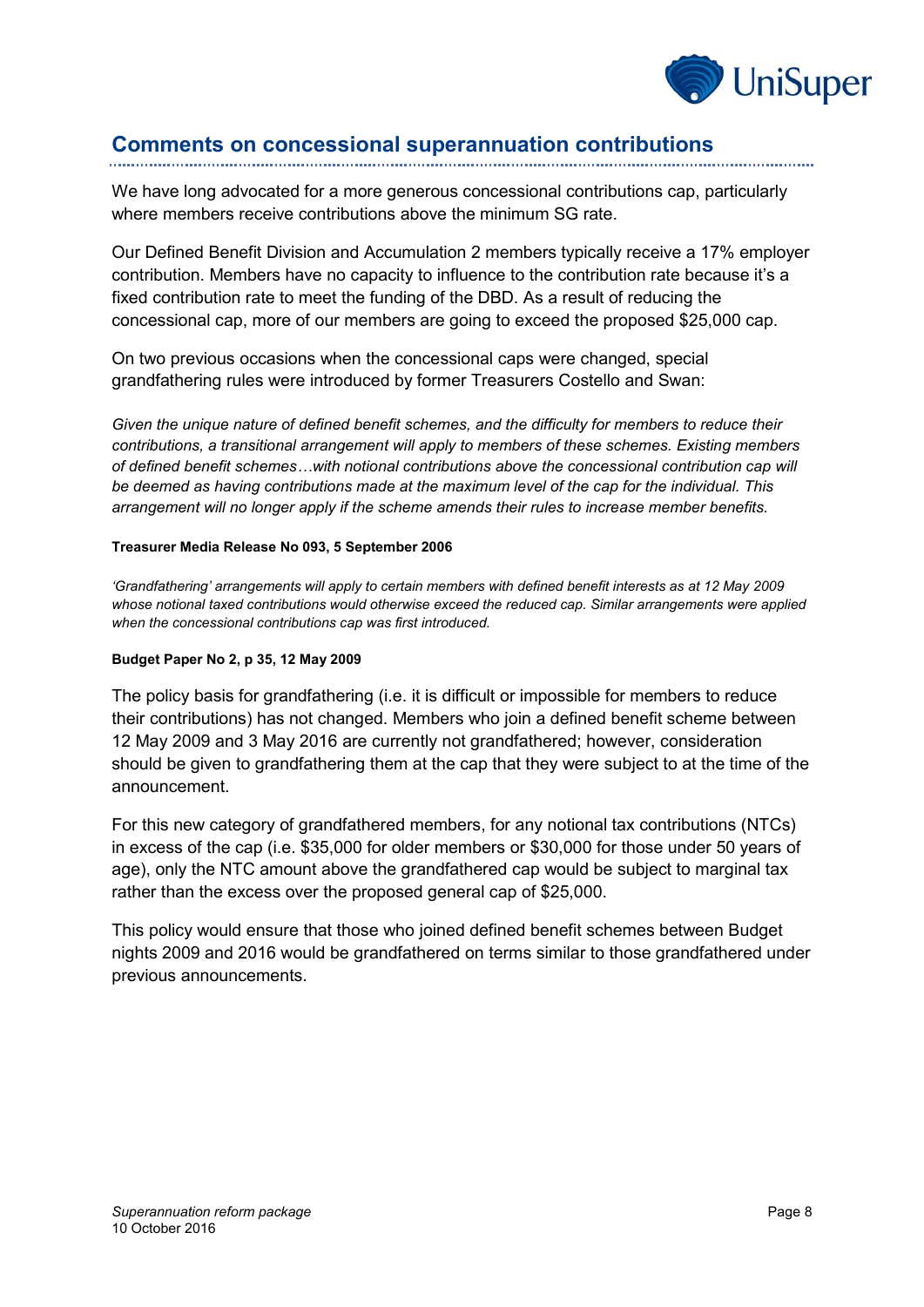## Comments on concessional superannuation contributions

We have long advocated for a more generous concessional contributions cap, particularly where members receive contributions above the minimum SG rate.

Our Defined Benefit Division and Accumulation 2 members typically receive a 17% employer contribution. Members have no capacity to influence to the contribution rate because it's a fixed contribution rate to meet the funding of the DBD. As a result of reducing the concessional cap, more of our members are going to exceed the proposed $25,000 cap.

On two previous occasions when the concessional caps were changed, special grandfathering rules were introduced by former Treasurers Costello and Swan:

*Given the unique nature of defined benefit schemes, and the difficulty for members to reduce their contributions, a transitional arrangement will apply to members of these schemes. Existing members of defined benefit schemes…with notional contributions above the concessional contribution cap will be deemed as having contributions made at the maximum level of the cap for the individual. This arrangement will no longer apply if the scheme amends their rules to increase member benefits.*

**Treasurer Media Release No 093, 5 September 2006**

*'Grandfathering' arrangements will apply to certain members with defined benefit interests as at 12 May 2009 whose notional taxed contributions would otherwise exceed the reduced cap. Similar arrangements were applied when the concessional contributions cap was first introduced.*

**Budget Paper No 2, p 35, 12 May 2009**

The policy basis for grandfathering (i.e. it is difficult or impossible for members to reduce their contributions) has not changed. Members who join a defined benefit scheme between 12 May 2009 and 3 May 2016 are currently not grandfathered; however, consideration should be given to grandfathering them at the cap that they were subject to at the time of the announcement.

For this new category of grandfathered members, for any notional tax contributions (NTCs) in excess of the cap (i.e. $35,000 for older members or $30,000 for those under 50 years of age), only the NTC amount above the grandfathered cap would be subject to marginal tax rather than the excess over the proposed general cap of $25,000.

This policy would ensure that those who joined defined benefit schemes between Budget nights 2009 and 2016 would be grandfathered on terms similar to those grandfathered under previous announcements.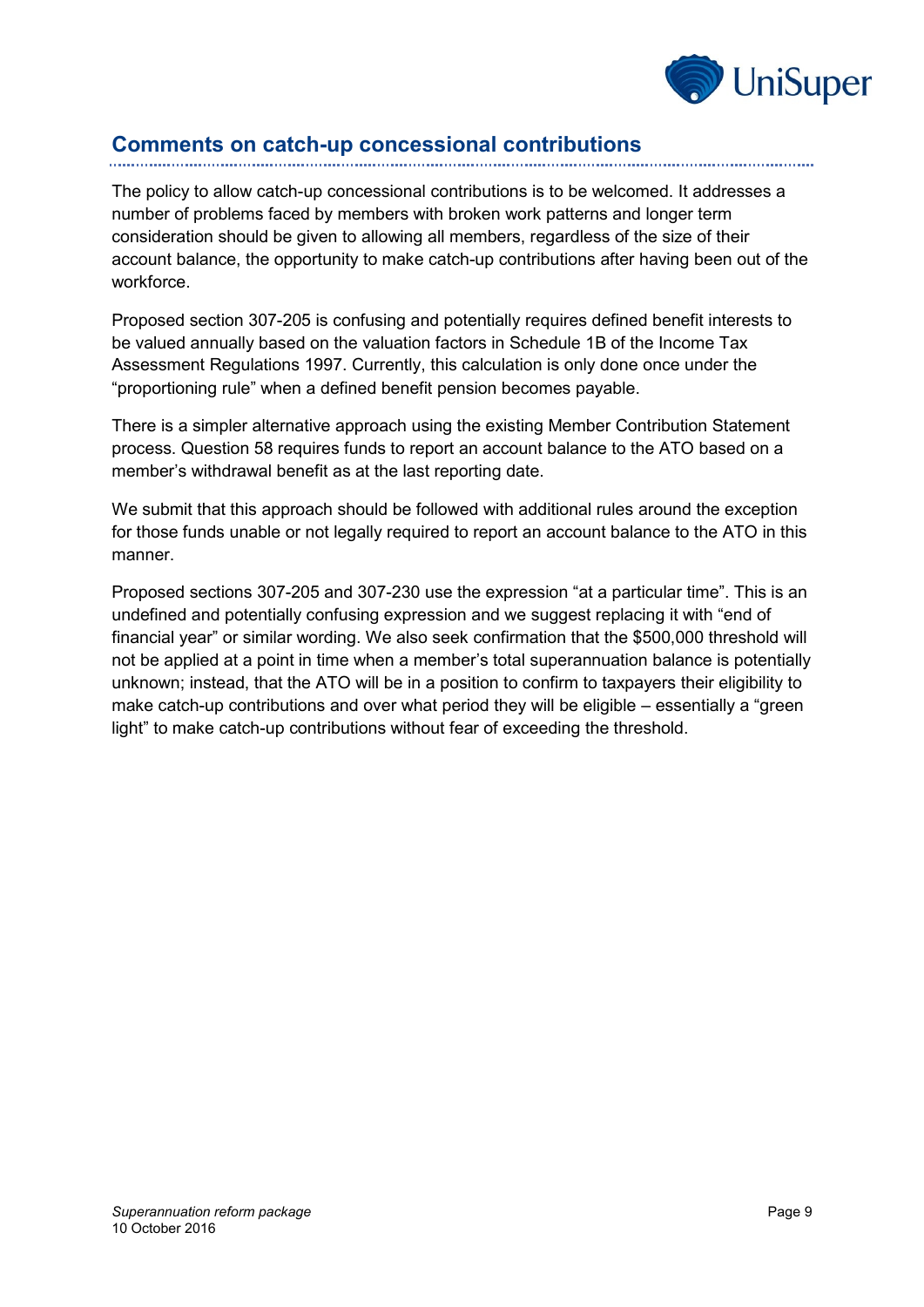## Comments on catch-up concessional contributions

The policy to allow catch-up concessional contributions is to be welcomed. It addresses a number of problems faced by members with broken work patterns and longer term consideration should be given to allowing all members, regardless of the size of their account balance, the opportunity to make catch-up contributions after having been out of the workforce.

Proposed section 307-205 is confusing and potentially requires defined benefit interests to be valued annually based on the valuation factors in Schedule 1B of the Income Tax Assessment Regulations 1997. Currently, this calculation is only done once under the "proportioning rule" when a defined benefit pension becomes payable.

There is a simpler alternative approach using the existing Member Contribution Statement process. Question 58 requires funds to report an account balance to the ATO based on a member's withdrawal benefit as at the last reporting date.

We submit that this approach should be followed with additional rules around the exception for those funds unable or not legally required to report an account balance to the ATO in this manner.

Proposed sections 307-205 and 307-230 use the expression "at a particular time". This is an undefined and potentially confusing expression and we suggest replacing it with "end of financial year" or similar wording. We also seek confirmation that the $500,000 threshold will not be applied at a point in time when a member's total superannuation balance is potentially unknown; instead, that the ATO will be in a position to confirm to taxpayers their eligibility to make catch-up contributions and over what period they will be eligible – essentially a "green light" to make catch-up contributions without fear of exceeding the threshold.